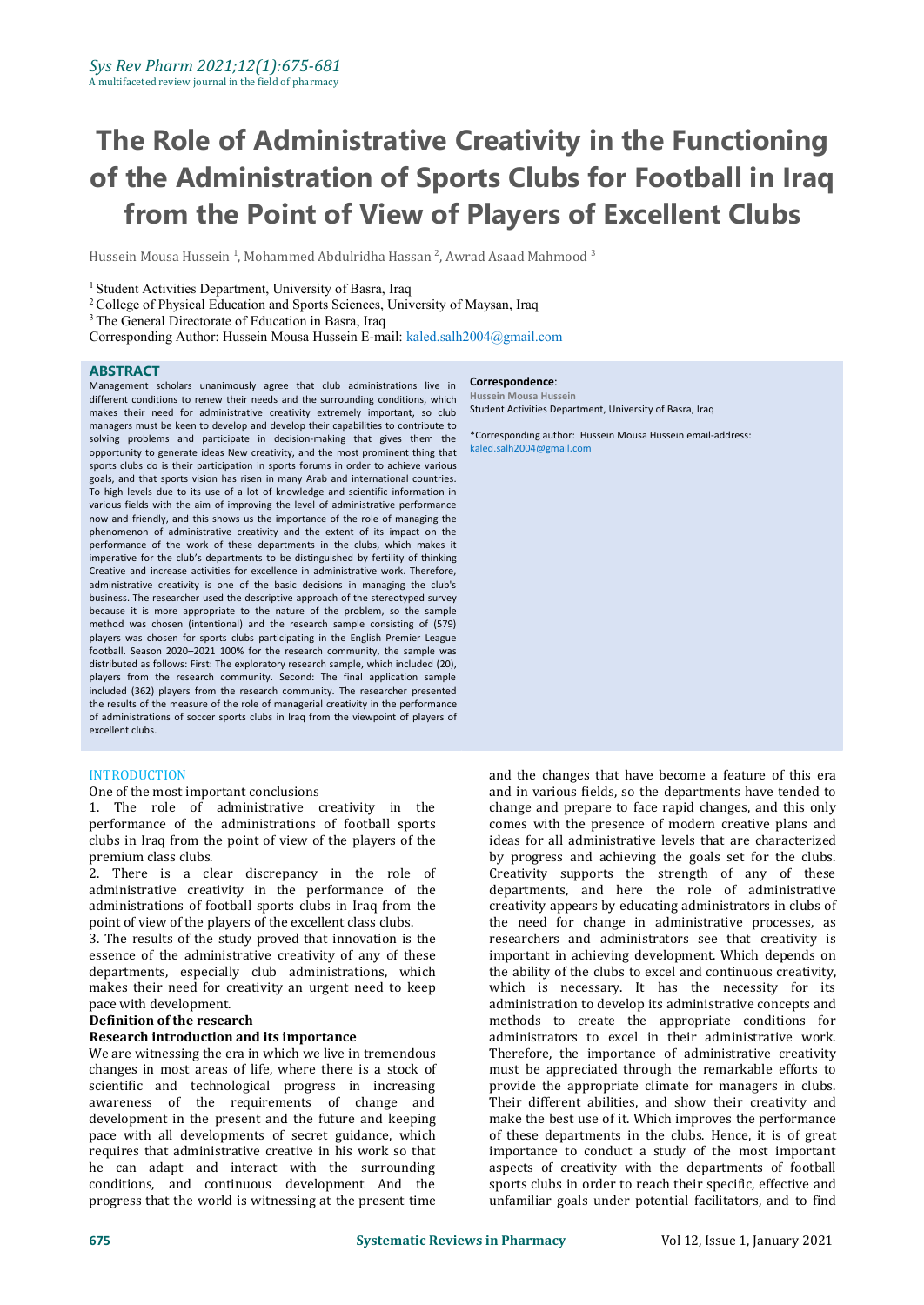# The Role of Administrative Creativity in the Functioning of the Administration of Sports Clubs for Football in Iraq from the Point of View of Players of Excellent Clubs

Hussein Mousa Hussein [1], Mohammed Abdulridha Hassan [2], Awrad Asaad Mahmood [3]

[1] Student Activities Department, University of Basra, Iraq
[2] College of Physical Education and Sports Sciences, University of Maysan, Iraq
[3] The General Directorate of Education in Basra, Iraq
Corresponding Author: Hussein Mousa Hussein E-mail: kaled.salh2004@gmail.com

## ABSTRACT

Management scholars unanimously agree that club administrations live in different conditions to renew their needs and the surrounding conditions, which makes their need for administrative creativity extremely important, so club managers must be keen to develop and develop their capabilities to contribute to solving problems and participate in decision-making that gives them the opportunity to generate ideas New creativity, and the most prominent thing that sports clubs do is their participation in sports forums in order to achieve various goals, and that sports vision has risen in many Arab and international countries. To high levels due to its use of a lot of knowledge and scientific information in various fields with the aim of improving the level of administrative performance now and friendly, and this shows us the importance of the role of managing the phenomenon of administrative creativity and the extent of its impact on the performance of the work of these departments in the clubs, which makes it imperative for the club's departments to be distinguished by fertility of thinking Creative and increase activities for excellence in administrative work. Therefore, administrative creativity is one of the basic decisions in managing the club's business. The researcher used the descriptive approach of the stereotyped survey because it is more appropriate to the nature of the problem, so the sample method was chosen (intentional) and the research sample consisting of (579) players was chosen for sports clubs participating in the English Premier League football. Season 2020–2021 100% for the research community, the sample was distributed as follows: First: The exploratory research sample, which included (20), players from the research community. Second: The final application sample included (362) players from the research community. The researcher presented the results of the measure of the role of managerial creativity in the performance of administrations of soccer sports clubs in Iraq from the viewpoint of players of excellent clubs.

**Correspondence**:
Hussein Mousa Hussein
Student Activities Department, University of Basra, Iraq

*Corresponding author: Hussein Mousa Hussein email-address: kaled.salh2004@gmail.com

## INTRODUCTION

One of the most important conclusions

1. The role of administrative creativity in the performance of the administrations of football sports clubs in Iraq from the point of view of the players of the premium class clubs.
2. There is a clear discrepancy in the role of administrative creativity in the performance of the administrations of football sports clubs in Iraq from the point of view of the players of the excellent class clubs.
3. The results of the study proved that innovation is the essence of the administrative creativity of any of these departments, especially club administrations, which makes their need for creativity an urgent need to keep pace with development.

**Definition of the research**

**Research introduction and its importance**

We are witnessing the era in which we live in tremendous changes in most areas of life, where there is a stock of scientific and technological progress in increasing awareness of the requirements of change and development in the present and the future and keeping pace with all developments of secret guidance, which requires that administrative creative in his work so that he can adapt and interact with the surrounding conditions, and continuous development And the progress that the world is witnessing at the present time and the changes that have become a feature of this era and in various fields, so the departments have tended to change and prepare to face rapid changes, and this only comes with the presence of modern creative plans and ideas for all administrative levels that are characterized by progress and achieving the goals set for the clubs. Creativity supports the strength of any of these departments, and here the role of administrative creativity appears by educating administrators in clubs of the need for change in administrative processes, as researchers and administrators see that creativity is important in achieving development. Which depends on the ability of the clubs to excel and continuous creativity, which is necessary. It has the necessity for its administration to develop its administrative concepts and methods to create the appropriate conditions for administrators to excel in their administrative work. Therefore, the importance of administrative creativity must be appreciated through the remarkable efforts to provide the appropriate climate for managers in clubs. Their different abilities, and show their creativity and make the best use of it. Which improves the performance of these departments in the clubs. Hence, it is of great importance to conduct a study of the most important aspects of creativity with the departments of football sports clubs in order to reach their specific, effective and unfamiliar goals under potential facilitators, and to find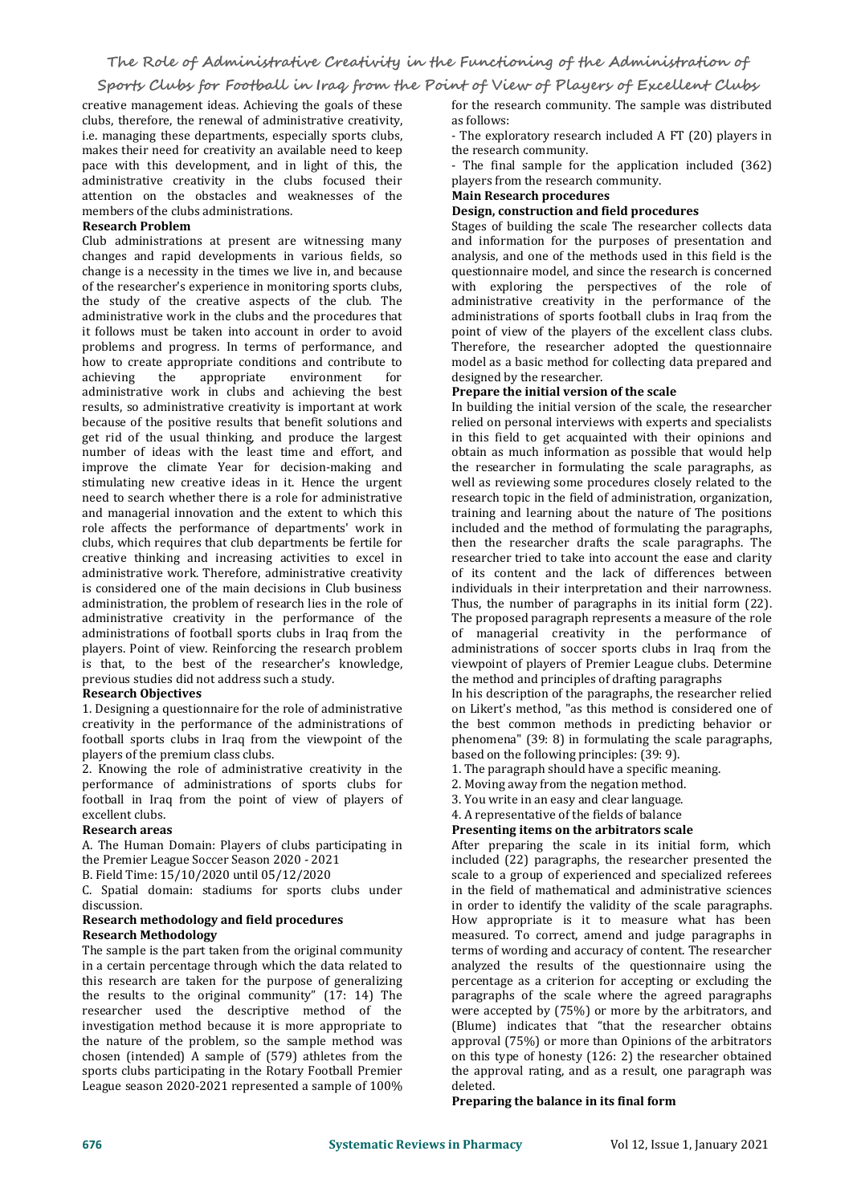creative management ideas. Achieving the goals of these clubs, therefore, the renewal of administrative creativity, i.e. managing these departments, especially sports clubs, makes their need for creativity an available need to keep pace with this development, and in light of this, the administrative creativity in the clubs focused their attention on the obstacles and weaknesses of the members of the clubs administrations.

**Research Problem**

Club administrations at present are witnessing many changes and rapid developments in various fields, so change is a necessity in the times we live in, and because of the researcher's experience in monitoring sports clubs, the study of the creative aspects of the club. The administrative work in the clubs and the procedures that it follows must be taken into account in order to avoid problems and progress. In terms of performance, and how to create appropriate conditions and contribute to achieving the appropriate environment for administrative work in clubs and achieving the best results, so administrative creativity is important at work because of the positive results that benefit solutions and get rid of the usual thinking, and produce the largest number of ideas with the least time and effort, and improve the climate Year for decision-making and stimulating new creative ideas in it. Hence the urgent need to search whether there is a role for administrative and managerial innovation and the extent to which this role affects the performance of departments' work in clubs, which requires that club departments be fertile for creative thinking and increasing activities to excel in administrative work. Therefore, administrative creativity is considered one of the main decisions in Club business administration, the problem of research lies in the role of administrative creativity in the performance of the administrations of football sports clubs in Iraq from the players. Point of view. Reinforcing the research problem is that, to the best of the researcher's knowledge, previous studies did not address such a study.

**Research Objectives**

1. Designing a questionnaire for the role of administrative creativity in the performance of the administrations of football sports clubs in Iraq from the viewpoint of the players of the premium class clubs.
2. Knowing the role of administrative creativity in the performance of administrations of sports clubs for football in Iraq from the point of view of players of excellent clubs.

**Research areas**

A. The Human Domain: Players of clubs participating in the Premier League Soccer Season 2020 - 2021

B. Field Time: 15/10/2020 until 05/12/2020

C. Spatial domain: stadiums for sports clubs under discussion.

**Research methodology and field procedures**

**Research Methodology**

The sample is the part taken from the original community in a certain percentage through which the data related to this research are taken for the purpose of generalizing the results to the original community" (17: 14) The researcher used the descriptive method of the investigation method because it is more appropriate to the nature of the problem, so the sample method was chosen (intended) A sample of (579) athletes from the sports clubs participating in the Rotary Football Premier League season 2020-2021 represented a sample of 100% for the research community. The sample was distributed as follows:

- The exploratory research included A FT (20) players in the research community.
- The final sample for the application included (362) players from the research community.

**Main Research procedures**

**Design, construction and field procedures**

Stages of building the scale The researcher collects data and information for the purposes of presentation and analysis, and one of the methods used in this field is the questionnaire model, and since the research is concerned with exploring the perspectives of the role of administrative creativity in the performance of the administrations of sports football clubs in Iraq from the point of view of the players of the excellent class clubs. Therefore, the researcher adopted the questionnaire model as a basic method for collecting data prepared and designed by the researcher.

**Prepare the initial version of the scale**

In building the initial version of the scale, the researcher relied on personal interviews with experts and specialists in this field to get acquainted with their opinions and obtain as much information as possible that would help the researcher in formulating the scale paragraphs, as well as reviewing some procedures closely related to the research topic in the field of administration, organization, training and learning about the nature of The positions included and the method of formulating the paragraphs, then the researcher drafts the scale paragraphs. The researcher tried to take into account the ease and clarity of its content and the lack of differences between individuals in their interpretation and their narrowness. Thus, the number of paragraphs in its initial form (22). The proposed paragraph represents a measure of the role of managerial creativity in the performance of administrations of soccer sports clubs in Iraq from the viewpoint of players of Premier League clubs. Determine the method and principles of drafting paragraphs

In his description of the paragraphs, the researcher relied on Likert's method, "as this method is considered one of the best common methods in predicting behavior or phenomena" (39: 8) in formulating the scale paragraphs, based on the following principles: (39: 9).

1. The paragraph should have a specific meaning.
2. Moving away from the negation method.
3. You write in an easy and clear language.
4. A representative of the fields of balance

**Presenting items on the arbitrators scale**

After preparing the scale in its initial form, which included (22) paragraphs, the researcher presented the scale to a group of experienced and specialized referees in the field of mathematical and administrative sciences in order to identify the validity of the scale paragraphs. How appropriate is it to measure what has been measured. To correct, amend and judge paragraphs in terms of wording and accuracy of content. The researcher analyzed the results of the questionnaire using the percentage as a criterion for accepting or excluding the paragraphs of the scale where the agreed paragraphs were accepted by (75%) or more by the arbitrators, and (Blume) indicates that "that the researcher obtains approval (75%) or more than Opinions of the arbitrators on this type of honesty (126: 2) the researcher obtained the approval rating, and as a result, one paragraph was deleted.

**Preparing the balance in its final form**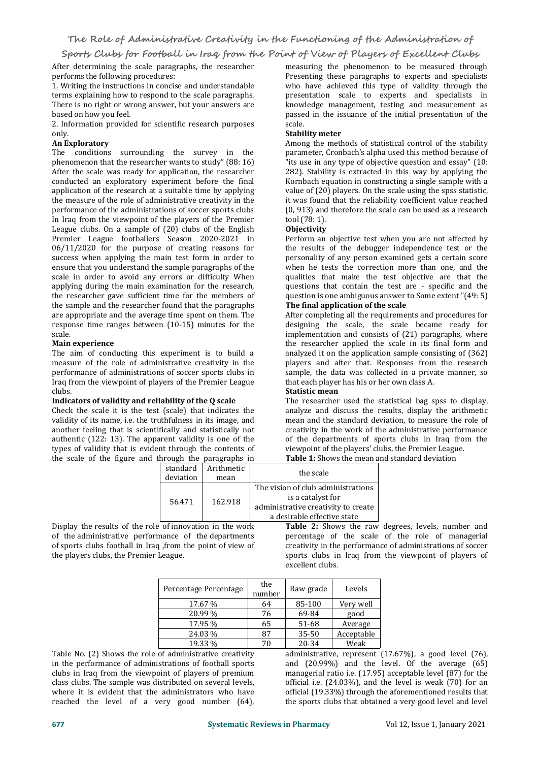After determining the scale paragraphs, the researcher performs the following procedures:

1. Writing the instructions in concise and understandable terms explaining how to respond to the scale paragraphs. There is no right or wrong answer, but your answers are based on how you feel.
2. Information provided for scientific research purposes only.

**An Exploratory**

The conditions surrounding the survey in the phenomenon that the researcher wants to study" (88: 16) After the scale was ready for application, the researcher conducted an exploratory experiment before the final application of the research at a suitable time by applying the measure of the role of administrative creativity in the performance of the administrations of soccer sports clubs In Iraq from the viewpoint of the players of the Premier League clubs. On a sample of (20) clubs of the English Premier League footballers Season 2020-2021 in 06/11/2020 for the purpose of creating reasons for success when applying the main test form in order to ensure that you understand the sample paragraphs of the scale in order to avoid any errors or difficulty When applying during the main examination for the research, the researcher gave sufficient time for the members of the sample and the researcher found that the paragraphs are appropriate and the average time spent on them. The response time ranges between (10-15) minutes for the scale.

**Main experience**

The aim of conducting this experiment is to build a measure of the role of administrative creativity in the performance of administrations of soccer sports clubs in Iraq from the viewpoint of players of the Premier League clubs.

**Indicators of validity and reliability of the Q scale**

Check the scale it is the test (scale) that indicates the validity of its name, i.e. the truthfulness in its image, and another feeling that is scientifically and statistically not authentic (122: 13). The apparent validity is one of the types of validity that is evident through the contents of the scale of the figure and through the paragraphs in measuring the phenomenon to be measured through Presenting these paragraphs to experts and specialists who have achieved this type of validity through the presentation scale to experts and specialists in knowledge management, testing and measurement as passed in the issuance of the initial presentation of the scale.

**Stability meter**

Among the methods of statistical control of the stability parameter, Cronbach's alpha used this method because of "its use in any type of objective question and essay" (10: 282). Stability is extracted in this way by applying the Kornbach equation in constructing a single sample with a value of (20) players. On the scale using the spss statistic, it was found that the reliability coefficient value reached (0, 913) and therefore the scale can be used as a research tool (78: 1).

**Objectivity**

Perform an objective test when you are not affected by the results of the debugger independence test or the personality of any person examined gets a certain score when he tests the correction more than one, and the qualities that make the test objective are that the questions that contain the test are - specific and the question is one ambiguous answer to Some extent "(49: 5)

**The final application of the scale**

After completing all the requirements and procedures for designing the scale, the scale became ready for implementation and consists of (21) paragraphs, where the researcher applied the scale in its final form and analyzed it on the application sample consisting of (362) players and after that. Responses from the research sample, the data was collected in a private manner, so that each player has his or her own class A.

**Statistic mean**

The researcher used the statistical bag spss to display, analyze and discuss the results, display the arithmetic mean and the standard deviation, to measure the role of creativity in the work of the administrative performance of the departments of sports clubs in Iraq from the viewpoint of the players' clubs, the Premier League.

**Table 1:** Shows the mean and standard deviation

| standard deviation | Arithmetic mean | the scale |
|---|---|---|
| 56.471 | 162.918 | The vision of club administrations is a catalyst for administrative creativity to create a desirable effective state |

Display the results of the role of innovation in the work of the administrative performance of the departments of sports clubs football in Iraq ,from the point of view of the players clubs, the Premier League.

**Table 2:** Shows the raw degrees, levels, number and percentage of the scale of the role of managerial creativity in the performance of administrations of soccer sports clubs in Iraq from the viewpoint of players of excellent clubs.

| Percentage Percentage | the number | Raw grade | Levels |
|---|---|---|---|
| 17.67 % | 64 | 85-100 | Very well |
| 20.99 % | 76 | 69-84 | good |
| 17.95 % | 65 | 51-68 | Average |
| 24.03 % | 87 | 35-50 | Acceptable |
| 19.33 % | 70 | 20-34 | Weak |

Table No. (2) Shows the role of administrative creativity in the performance of administrations of football sports clubs in Iraq from the viewpoint of players of premium class clubs. The sample was distributed on several levels, where it is evident that the administrators who have reached the level of a very good number (64), administrative, represent (17.67%), a good level (76), and (20.99%) and the level. Of the average (65) managerial ratio i.e. (17.95) acceptable level (87) for the official i.e. (24.03%), and the level is weak (70) for an official (19.33%) through the aforementioned results that the sports clubs that obtained a very good level and level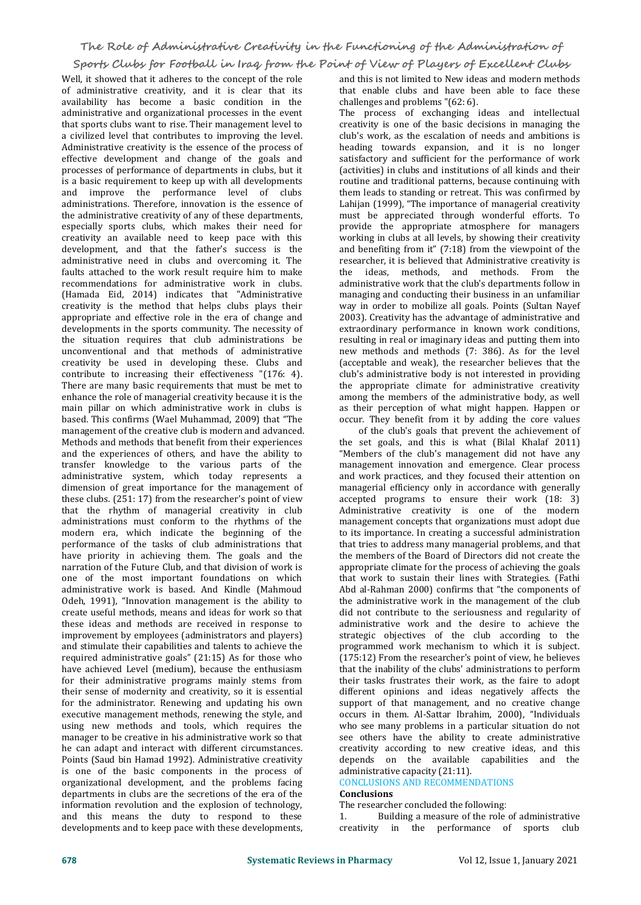Well, it showed that it adheres to the concept of the role of administrative creativity, and it is clear that its availability has become a basic condition in the administrative and organizational processes in the event that sports clubs want to rise. Their management level to a civilized level that contributes to improving the level. Administrative creativity is the essence of the process of effective development and change of the goals and processes of performance of departments in clubs, but it is a basic requirement to keep up with all developments and improve the performance level of clubs administrations. Therefore, innovation is the essence of the administrative creativity of any of these departments, especially sports clubs, which makes their need for creativity an available need to keep pace with this development, and that the father's success is the administrative need in clubs and overcoming it. The faults attached to the work result require him to make recommendations for administrative work in clubs. (Hamada Eid, 2014) indicates that "Administrative creativity is the method that helps clubs plays their appropriate and effective role in the era of change and developments in the sports community. The necessity of the situation requires that club administrations be unconventional and that methods of administrative creativity be used in developing these. Clubs and contribute to increasing their effectiveness "(176: 4). There are many basic requirements that must be met to enhance the role of managerial creativity because it is the main pillar on which administrative work in clubs is based. This confirms (Wael Muhammad, 2009) that "The management of the creative club is modern and advanced. Methods and methods that benefit from their experiences and the experiences of others, and have the ability to transfer knowledge to the various parts of the administrative system, which today represents a dimension of great importance for the management of these clubs. (251: 17) from the researcher's point of view that the rhythm of managerial creativity in club administrations must conform to the rhythms of the modern era, which indicate the beginning of the performance of the tasks of club administrations that have priority in achieving them. The goals and the narration of the Future Club, and that division of work is one of the most important foundations on which administrative work is based. And Kindle (Mahmoud Odeh, 1991), "Innovation management is the ability to create useful methods, means and ideas for work so that these ideas and methods are received in response to improvement by employees (administrators and players) and stimulate their capabilities and talents to achieve the required administrative goals" (21:15) As for those who have achieved Level (medium), because the enthusiasm for their administrative programs mainly stems from their sense of modernity and creativity, so it is essential for the administrator. Renewing and updating his own executive management methods, renewing the style, and using new methods and tools, which requires the manager to be creative in his administrative work so that he can adapt and interact with different circumstances. Points (Saud bin Hamad 1992). Administrative creativity is one of the basic components in the process of organizational development, and the problems facing departments in clubs are the secretions of the era of the information revolution and the explosion of technology, and this means the duty to respond to these developments and to keep pace with these developments, and this is not limited to New ideas and modern methods that enable clubs and have been able to face these challenges and problems "(62: 6).

The process of exchanging ideas and intellectual creativity is one of the basic decisions in managing the club's work, as the escalation of needs and ambitions is heading towards expansion, and it is no longer satisfactory and sufficient for the performance of work (activities) in clubs and institutions of all kinds and their routine and traditional patterns, because continuing with them leads to standing or retreat. This was confirmed by Lahijan (1999), "The importance of managerial creativity must be appreciated through wonderful efforts. To provide the appropriate atmosphere for managers working in clubs at all levels, by showing their creativity and benefiting from it" (7:18) from the viewpoint of the researcher, it is believed that Administrative creativity is the ideas, methods, and methods. From the administrative work that the club's departments follow in managing and conducting their business in an unfamiliar way in order to mobilize all goals. Points (Sultan Nayef 2003). Creativity has the advantage of administrative and extraordinary performance in known work conditions, resulting in real or imaginary ideas and putting them into new methods and methods (7: 386). As for the level (acceptable and weak), the researcher believes that the club's administrative body is not interested in providing the appropriate climate for administrative creativity among the members of the administrative body, as well as their perception of what might happen. Happen or occur. They benefit from it by adding the core values of the club's goals that prevent the achievement of the set goals, and this is what (Bilal Khalaf 2011) "Members of the club's management did not have any management innovation and emergence. Clear process and work practices, and they focused their attention on managerial efficiency only in accordance with generally accepted programs to ensure their work (18: 3) Administrative creativity is one of the modern management concepts that organizations must adopt due to its importance. In creating a successful administration that tries to address many managerial problems, and that the members of the Board of Directors did not create the appropriate climate for the process of achieving the goals that work to sustain their lines with Strategies. (Fathi Abd al-Rahman 2000) confirms that "the components of the administrative work in the management of the club did not contribute to the seriousness and regularity of administrative work and the desire to achieve the strategic objectives of the club according to the programmed work mechanism to which it is subject. (175:12) From the researcher's point of view, he believes that the inability of the clubs' administrations to perform their tasks frustrates their work, as the faire to adopt different opinions and ideas negatively affects the support of that management, and no creative change occurs in them. Al-Sattar Ibrahim, 2000), "Individuals who see many problems in a particular situation do not see others have the ability to create administrative creativity according to new creative ideas, and this depends on the available capabilities and the administrative capacity (21:11).

## CONCLUSIONS AND RECOMMENDATIONS

### Conclusions

The researcher concluded the following:

1. Building a measure of the role of administrative creativity in the performance of sports club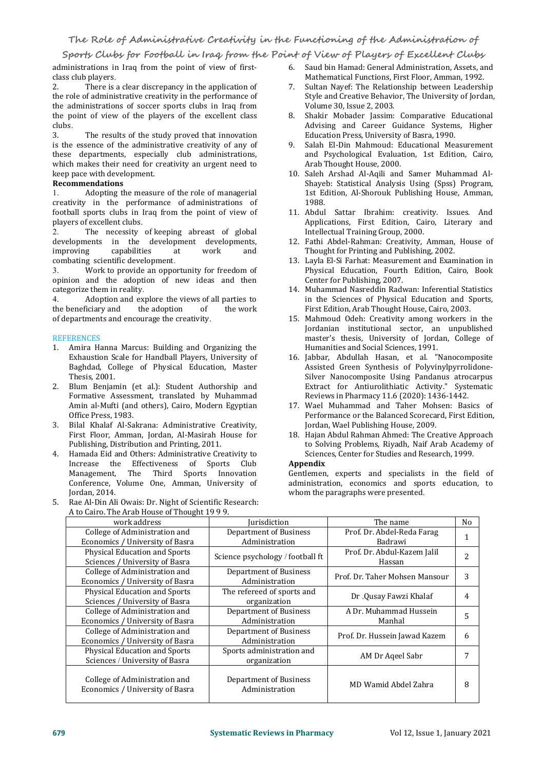administrations in Iraq from the point of view of first-class club players.

2. There is a clear discrepancy in the application of the role of administrative creativity in the performance of the administrations of soccer sports clubs in Iraq from the point of view of the players of the excellent class clubs.

3. The results of the study proved that innovation is the essence of the administrative creativity of any of these departments, especially club administrations, which makes their need for creativity an urgent need to keep pace with development.

**Recommendations**

1. Adopting the measure of the role of managerial creativity in the performance of administrations of football sports clubs in Iraq from the point of view of players of excellent clubs.

2. The necessity of keeping abreast of global developments in the development developments, improving capabilities at work and combating scientific development.

3. Work to provide an opportunity for freedom of opinion and the adoption of new ideas and then categorize them in reality.

4. Adoption and explore the views of all parties to the beneficiary and the adoption of the work of departments and encourage the creativity.

## REFERENCES

1. Amira Hanna Marcus: Building and Organizing the Exhaustion Scale for Handball Players, University of Baghdad, College of Physical Education, Master Thesis, 2001.
2. Blum Benjamin (et al.): Student Authorship and Formative Assessment, translated by Muhammad Amin al-Mufti (and others), Cairo, Modern Egyptian Office Press, 1983.
3. Bilal Khalaf Al-Sakrana: Administrative Creativity, First Floor, Amman, Jordan, Al-Masirah House for Publishing, Distribution and Printing, 2011.
4. Hamada Eid and Others: Administrative Creativity to Increase the Effectiveness of Sports Club Management, The Third Sports Innovation Conference, Volume One, Amman, University of Jordan, 2014.
5. Rae Al-Din Ali Owais: Dr. Night of Scientific Research: A to Cairo. The Arab House of Thought 19 9 9.
6. Saud bin Hamad: General Administration, Assets, and Mathematical Functions, First Floor, Amman, 1992.
7. Sultan Nayef: The Relationship between Leadership Style and Creative Behavior, The University of Jordan, Volume 30, Issue 2, 2003.
8. Shakir Mobader Jassim: Comparative Educational Advising and Career Guidance Systems, Higher Education Press, University of Basra, 1990.
9. Salah El-Din Mahmoud: Educational Measurement and Psychological Evaluation, 1st Edition, Cairo, Arab Thought House, 2000.
10. Saleh Arshad Al-Aqili and Samer Muhammad Al-Shayeb: Statistical Analysis Using (Spss) Program, 1st Edition, Al-Shorouk Publishing House, Amman, 1988.
11. Abdul Sattar Ibrahim: creativity. Issues. And Applications, First Edition, Cairo, Literary and Intellectual Training Group, 2000.
12. Fathi Abdel-Rahman: Creativity, Amman, House of Thought for Printing and Publishing, 2002.
13. Layla El-Si Farhat: Measurement and Examination in Physical Education, Fourth Edition, Cairo, Book Center for Publishing, 2007.
14. Muhammad Nasreddin Radwan: Inferential Statistics in the Sciences of Physical Education and Sports, First Edition, Arab Thought House, Cairo, 2003.
15. Mahmoud Odeh: Creativity among workers in the Jordanian institutional sector, an unpublished master's thesis, University of Jordan, College of Humanities and Social Sciences, 1991.
16. Jabbar, Abdullah Hasan, et al. "Nanocomposite Assisted Green Synthesis of Polyvinylpyrrolidone-Silver Nanocomposite Using Pandanus atrocarpus Extract for Antiurolithiatic Activity." Systematic Reviews in Pharmacy 11.6 (2020): 1436-1442.
17. Wael Muhammad and Taher Mohsen: Basics of Performance or the Balanced Scorecard, First Edition, Jordan, Wael Publishing House, 2009.
18. Hajan Abdul Rahman Ahmed: The Creative Approach to Solving Problems, Riyadh, Naif Arab Academy of Sciences, Center for Studies and Research, 1999.

**Appendix**

Gentlemen, experts and specialists in the field of administration, economics and sports education, to whom the paragraphs were presented.

| work address | Jurisdiction | The name | No |
|---|---|---|---|
| College of Administration and Economics / University of Basra | Department of Business Administration | Prof. Dr. Abdel-Reda Farag Badrawi | 1 |
| Physical Education and Sports Sciences / University of Basra | Science psychology / football ft | Prof. Dr. Abdul-Kazem Jalil Hassan | 2 |
| College of Administration and Economics / University of Basra | Department of Business Administration | Prof. Dr. Taher Mohsen Mansour | 3 |
| Physical Education and Sports Sciences / University of Basra | The refereed of sports and organization | Dr .Qusay Fawzi Khalaf | 4 |
| College of Administration and Economics / University of Basra | Department of Business Administration | A Dr. Muhammad Hussein Manhal | 5 |
| College of Administration and Economics / University of Basra | Department of Business Administration | Prof. Dr. Hussein Jawad Kazem | 6 |
| Physical Education and Sports Sciences / University of Basra | Sports administration and organization | AM Dr Aqeel Sabr | 7 |
| College of Administration and Economics / University of Basra | Department of Business Administration | MD Wamid Abdel Zahra | 8 |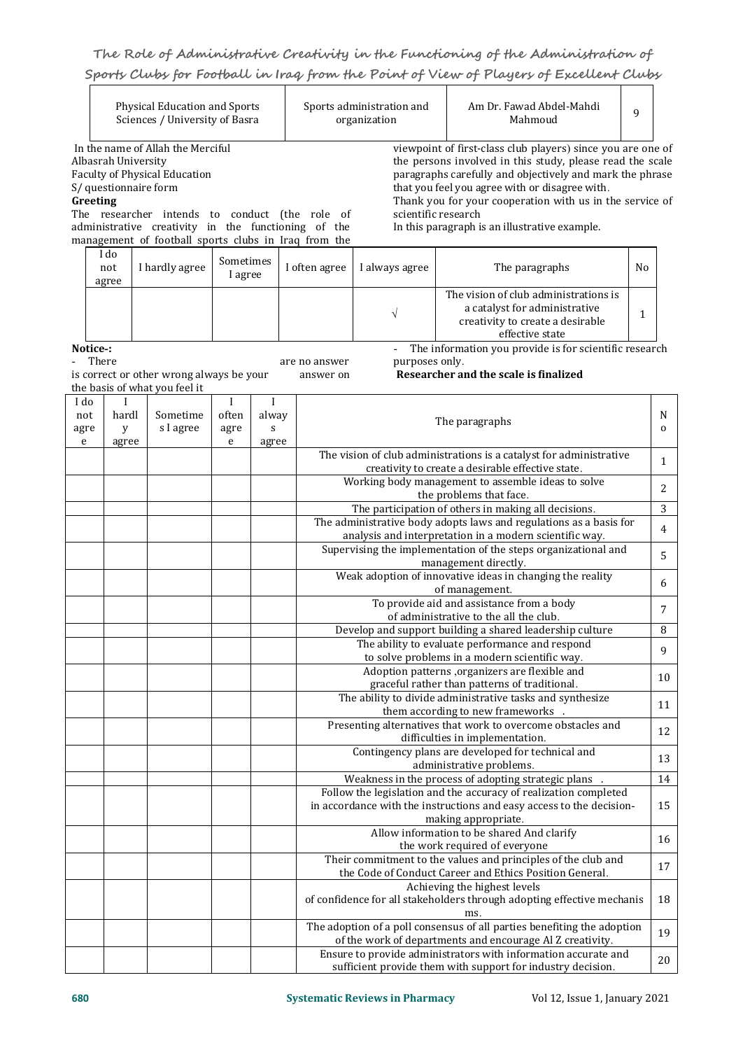| Physical Education and Sports Sciences / University of Basra | Sports administration and organization | Am Dr. Fawad Abdel-Mahdi Mahmoud | 9 |
|---|---|---|---|

In the name of Allah the Merciful
Albasrah University
Faculty of Physical Education
S/ questionnaire form

**Greeting**

The researcher intends to conduct (the role of administrative creativity in the functioning of the management of football sports clubs in Iraq from the viewpoint of first-class club players) since you are one of the persons involved in this study, please read the scale paragraphs carefully and objectively and mark the phrase that you feel you agree with or disagree with.

Thank you for your cooperation with us in the service of scientific research

In this paragraph is an illustrative example.

| I do not agree | I hardly agree | Sometimes I agree | I often agree | I always agree | The paragraphs | No |
|---|---|---|---|---|---|---|
| | | | | √ | The vision of club administrations is a catalyst for administrative creativity to create a desirable effective state | 1 |

**Notice-:**

- There are no answer is correct or other wrong always be your answer on the basis of what you feel it
- The information you provide is for scientific research purposes only.

**Researcher and the scale is finalized**

| I do not agree | I hardly agree | Sometimes I agree | I often agree | I always agree | The paragraphs | No |
|---|---|---|---|---|---|---|
| | | | | | The vision of club administrations is a catalyst for administrative creativity to create a desirable effective state. | 1 |
| | | | | | Working body management to assemble ideas to solve the problems that face. | 2 |
| | | | | | The participation of others in making all decisions. | 3 |
| | | | | | The administrative body adopts laws and regulations as a basis for analysis and interpretation in a modern scientific way. | 4 |
| | | | | | Supervising the implementation of the steps organizational and management directly. | 5 |
| | | | | | Weak adoption of innovative ideas in changing the reality of management. | 6 |
| | | | | | To provide aid and assistance from a body of administrative to the all the club. | 7 |
| | | | | | Develop and support building a shared leadership culture | 8 |
| | | | | | The ability to evaluate performance and respond to solve problems in a modern scientific way. | 9 |
| | | | | | Adoption patterns ,organizers are flexible and graceful rather than patterns of traditional. | 10 |
| | | | | | The ability to divide administrative tasks and synthesize them according to new frameworks . | 11 |
| | | | | | Presenting alternatives that work to overcome obstacles and difficulties in implementation. | 12 |
| | | | | | Contingency plans are developed for technical and administrative problems. | 13 |
| | | | | | Weakness in the process of adopting strategic plans . | 14 |
| | | | | | Follow the legislation and the accuracy of realization completed in accordance with the instructions and easy access to the decision-making appropriate. | 15 |
| | | | | | Allow information to be shared And clarify the work required of everyone | 16 |
| | | | | | Their commitment to the values and principles of the club and the Code of Conduct Career and Ethics Position General. | 17 |
| | | | | | Achieving the highest levels of confidence for all stakeholders through adopting effective mechanisms. | 18 |
| | | | | | The adoption of a poll consensus of all parties benefiting the adoption of the work of departments and encourage Al Z creativity. | 19 |
| | | | | | Ensure to provide administrators with information accurate and sufficient provide them with support for industry decision. | 20 |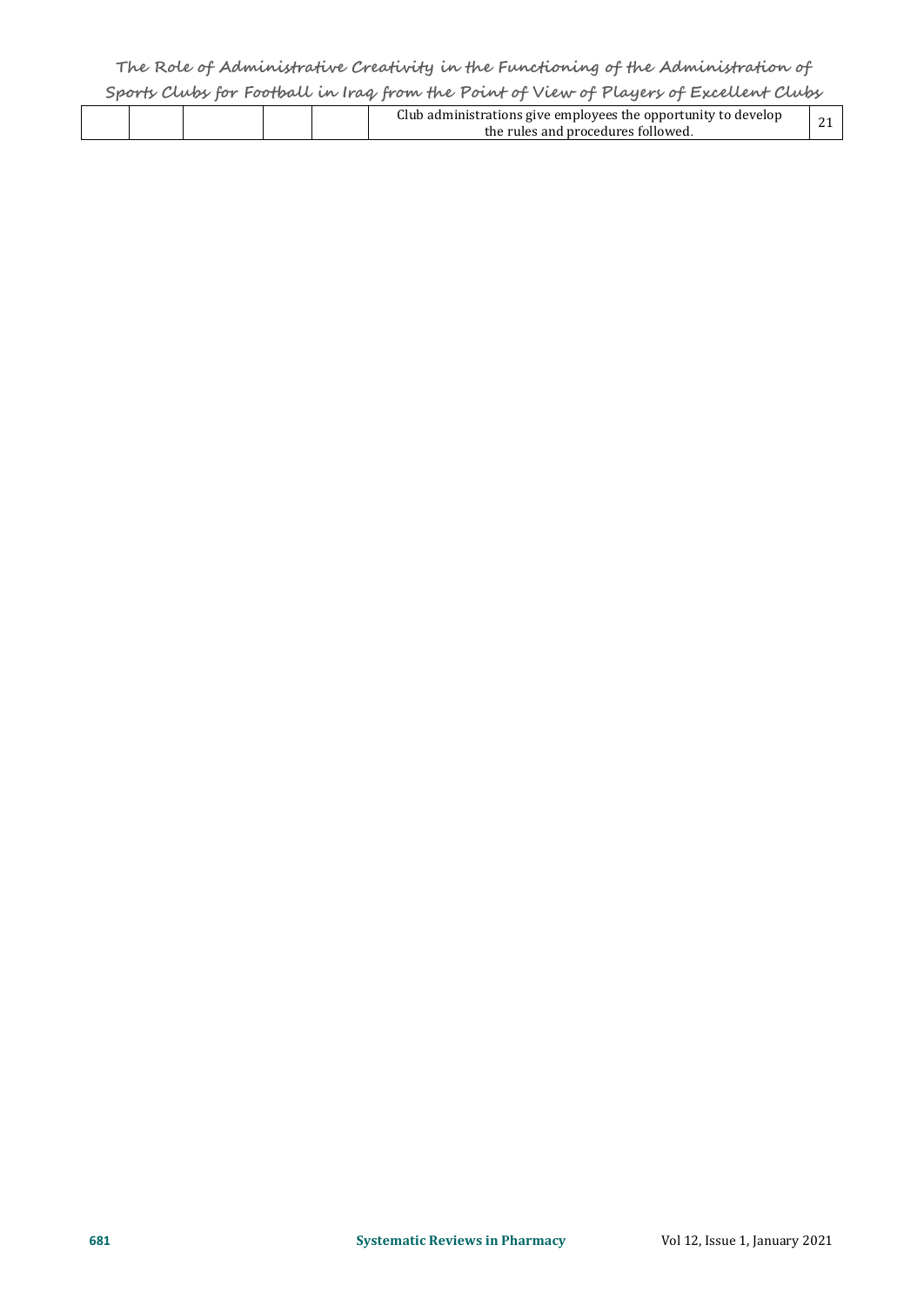| | | | | | | |
|---|---|---|---|---|---|---|
| | | | | | Club administrations give employees the opportunity to develop the rules and procedures followed. | 21 |